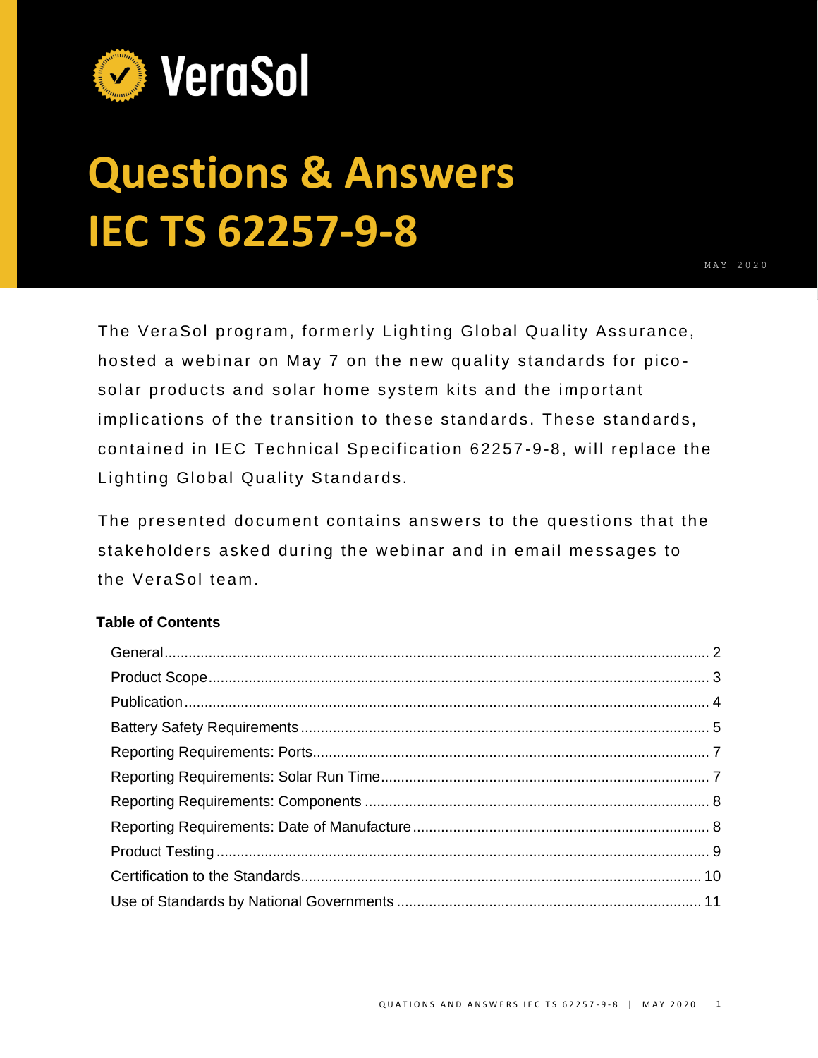VeraSol

# Questions & Answers IEC TS 62257-9-8

MAY 2020

The VeraSol program, formerly Lighting Global Quality Assurance, hosted a webinar on May 7 on the new quality standards for pico-solar products and solar home system kits and the important implications of the transition to these standards. These standards, contained in IEC Technical Specification 62257-9-8, will replace the Lighting Global Quality Standards.

The presented document contains answers to the questions that the stakeholders asked during the webinar and in email messages to the VeraSol team.

**Table of Contents**

- General ..... 2
- Product Scope ..... 3
- Publication ..... 4
- Battery Safety Requirements ..... 5
- Reporting Requirements: Ports ..... 7
- Reporting Requirements: Solar Run Time ..... 7
- Reporting Requirements: Components ..... 8
- Reporting Requirements: Date of Manufacture ..... 8
- Product Testing ..... 9
- Certification to the Standards ..... 10
- Use of Standards by National Governments ..... 11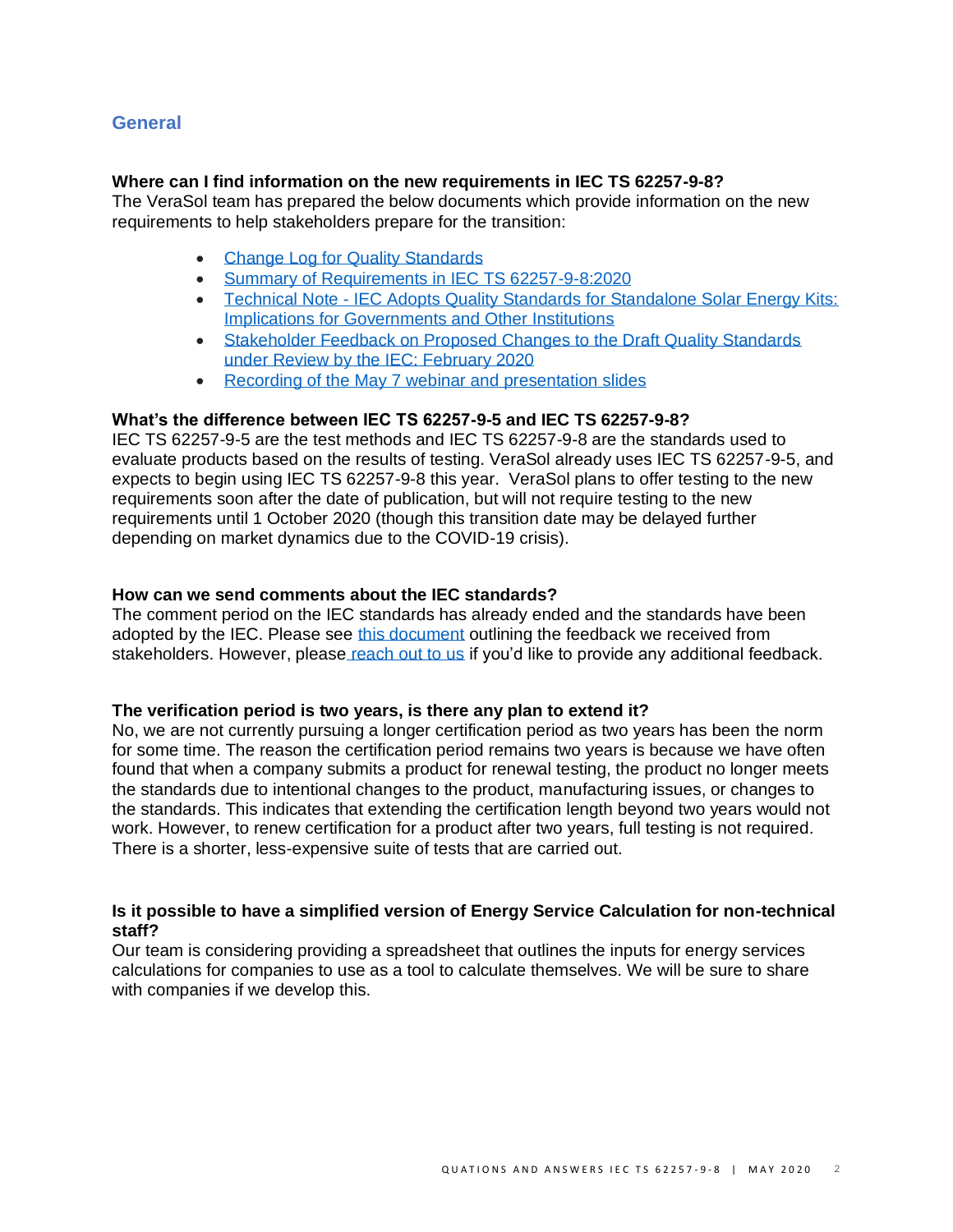## General

**Where can I find information on the new requirements in IEC TS 62257-9-8?**

The VeraSol team has prepared the below documents which provide information on the new requirements to help stakeholders prepare for the transition:

- Change Log for Quality Standards
- Summary of Requirements in IEC TS 62257-9-8:2020
- Technical Note - IEC Adopts Quality Standards for Standalone Solar Energy Kits: Implications for Governments and Other Institutions
- Stakeholder Feedback on Proposed Changes to the Draft Quality Standards under Review by the IEC: February 2020
- Recording of the May 7 webinar and presentation slides

**What's the difference between IEC TS 62257-9-5 and IEC TS 62257-9-8?**

IEC TS 62257-9-5 are the test methods and IEC TS 62257-9-8 are the standards used to evaluate products based on the results of testing. VeraSol already uses IEC TS 62257-9-5, and expects to begin using IEC TS 62257-9-8 this year. VeraSol plans to offer testing to the new requirements soon after the date of publication, but will not require testing to the new requirements until 1 October 2020 (though this transition date may be delayed further depending on market dynamics due to the COVID-19 crisis).

**How can we send comments about the IEC standards?**

The comment period on the IEC standards has already ended and the standards have been adopted by the IEC. Please see this document outlining the feedback we received from stakeholders. However, please reach out to us if you'd like to provide any additional feedback.

**The verification period is two years, is there any plan to extend it?**

No, we are not currently pursuing a longer certification period as two years has been the norm for some time. The reason the certification period remains two years is because we have often found that when a company submits a product for renewal testing, the product no longer meets the standards due to intentional changes to the product, manufacturing issues, or changes to the standards. This indicates that extending the certification length beyond two years would not work. However, to renew certification for a product after two years, full testing is not required. There is a shorter, less-expensive suite of tests that are carried out.

**Is it possible to have a simplified version of Energy Service Calculation for non-technical staff?**

Our team is considering providing a spreadsheet that outlines the inputs for energy services calculations for companies to use as a tool to calculate themselves. We will be sure to share with companies if we develop this.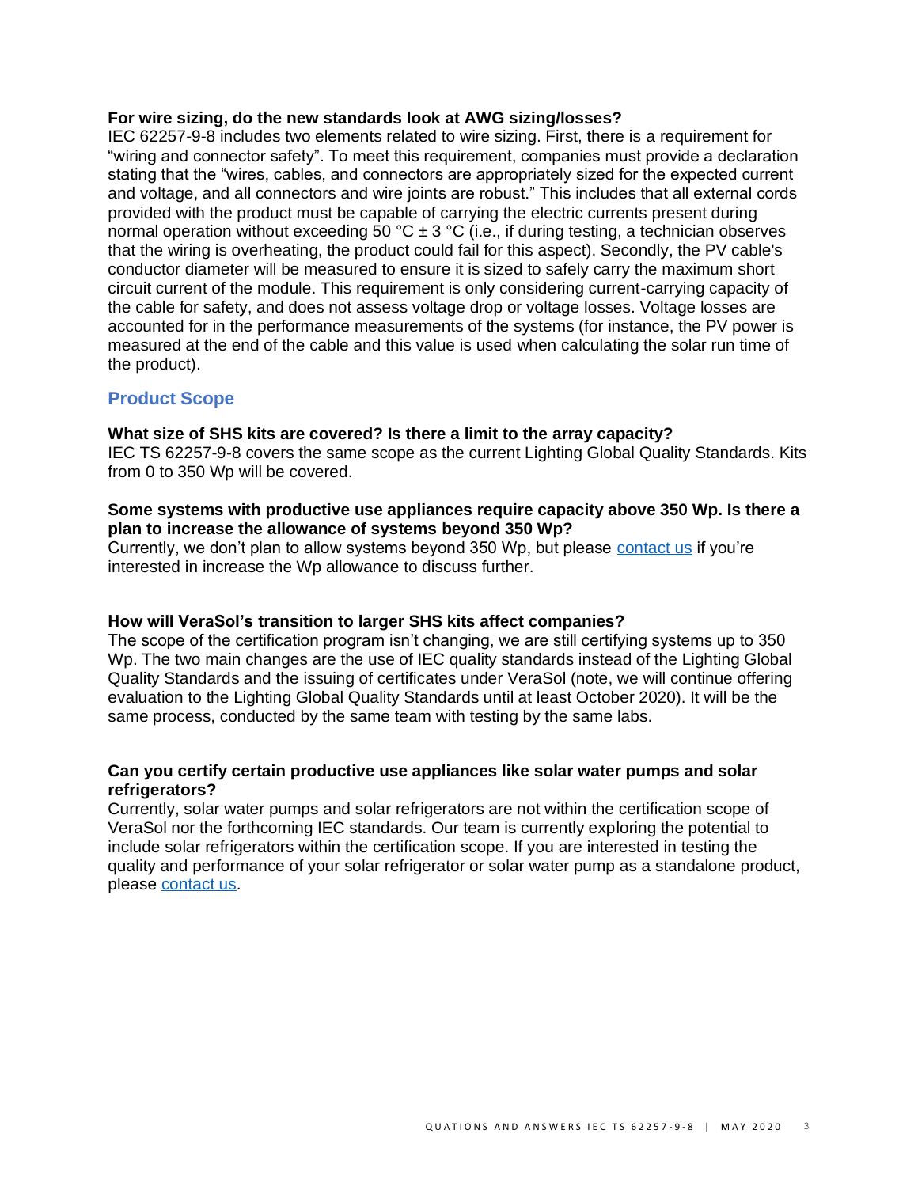**For wire sizing, do the new standards look at AWG sizing/losses?**

IEC 62257-9-8 includes two elements related to wire sizing. First, there is a requirement for "wiring and connector safety". To meet this requirement, companies must provide a declaration stating that the "wires, cables, and connectors are appropriately sized for the expected current and voltage, and all connectors and wire joints are robust." This includes that all external cords provided with the product must be capable of carrying the electric currents present during normal operation without exceeding 50 °C ± 3 °C (i.e., if during testing, a technician observes that the wiring is overheating, the product could fail for this aspect). Secondly, the PV cable's conductor diameter will be measured to ensure it is sized to safely carry the maximum short circuit current of the module. This requirement is only considering current-carrying capacity of the cable for safety, and does not assess voltage drop or voltage losses. Voltage losses are accounted for in the performance measurements of the systems (for instance, the PV power is measured at the end of the cable and this value is used when calculating the solar run time of the product).

## Product Scope

**What size of SHS kits are covered? Is there a limit to the array capacity?**

IEC TS 62257-9-8 covers the same scope as the current Lighting Global Quality Standards. Kits from 0 to 350 Wp will be covered.

**Some systems with productive use appliances require capacity above 350 Wp. Is there a plan to increase the allowance of systems beyond 350 Wp?**

Currently, we don't plan to allow systems beyond 350 Wp, but please contact us if you're interested in increase the Wp allowance to discuss further.

**How will VeraSol's transition to larger SHS kits affect companies?**

The scope of the certification program isn't changing, we are still certifying systems up to 350 Wp. The two main changes are the use of IEC quality standards instead of the Lighting Global Quality Standards and the issuing of certificates under VeraSol (note, we will continue offering evaluation to the Lighting Global Quality Standards until at least October 2020). It will be the same process, conducted by the same team with testing by the same labs.

**Can you certify certain productive use appliances like solar water pumps and solar refrigerators?**

Currently, solar water pumps and solar refrigerators are not within the certification scope of VeraSol nor the forthcoming IEC standards. Our team is currently exploring the potential to include solar refrigerators within the certification scope. If you are interested in testing the quality and performance of your solar refrigerator or solar water pump as a standalone product, please contact us.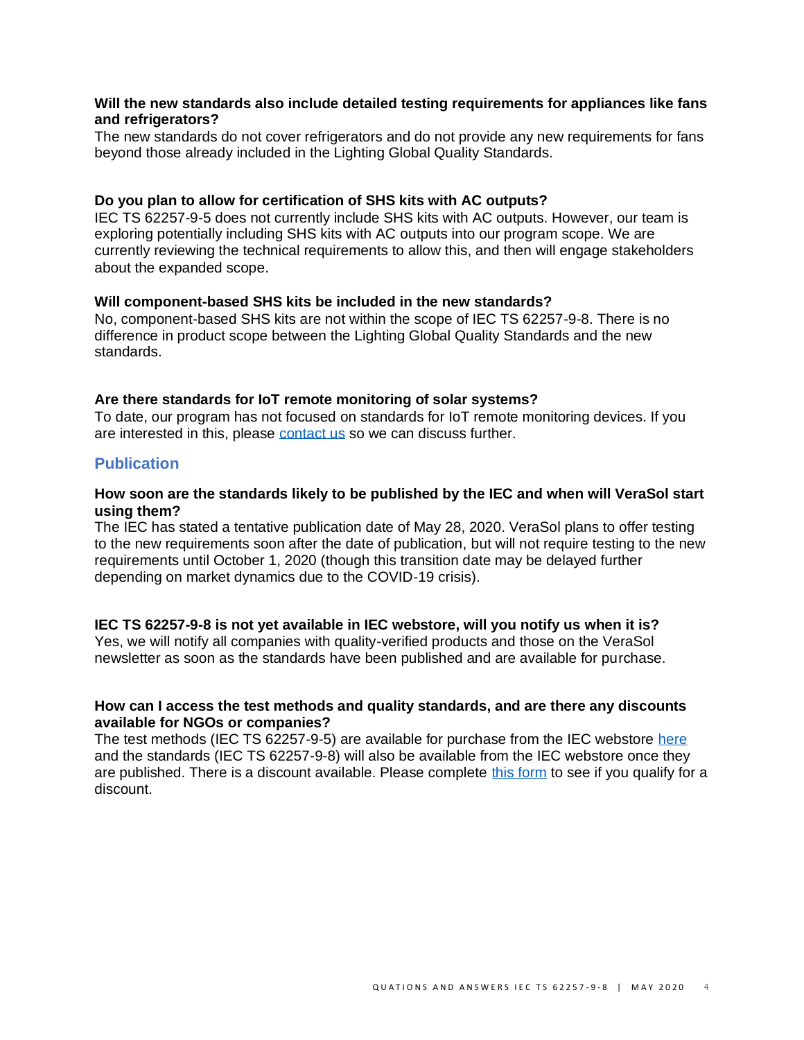**Will the new standards also include detailed testing requirements for appliances like fans and refrigerators?**
The new standards do not cover refrigerators and do not provide any new requirements for fans beyond those already included in the Lighting Global Quality Standards.

**Do you plan to allow for certification of SHS kits with AC outputs?**
IEC TS 62257-9-5 does not currently include SHS kits with AC outputs. However, our team is exploring potentially including SHS kits with AC outputs into our program scope. We are currently reviewing the technical requirements to allow this, and then will engage stakeholders about the expanded scope.

**Will component-based SHS kits be included in the new standards?**
No, component-based SHS kits are not within the scope of IEC TS 62257-9-8. There is no difference in product scope between the Lighting Global Quality Standards and the new standards.

**Are there standards for IoT remote monitoring of solar systems?**
To date, our program has not focused on standards for IoT remote monitoring devices. If you are interested in this, please contact us so we can discuss further.

## Publication

**How soon are the standards likely to be published by the IEC and when will VeraSol start using them?**
The IEC has stated a tentative publication date of May 28, 2020. VeraSol plans to offer testing to the new requirements soon after the date of publication, but will not require testing to the new requirements until October 1, 2020 (though this transition date may be delayed further depending on market dynamics due to the COVID-19 crisis).

**IEC TS 62257-9-8 is not yet available in IEC webstore, will you notify us when it is?**
Yes, we will notify all companies with quality-verified products and those on the VeraSol newsletter as soon as the standards have been published and are available for purchase.

**How can I access the test methods and quality standards, and are there any discounts available for NGOs or companies?**
The test methods (IEC TS 62257-9-5) are available for purchase from the IEC webstore here and the standards (IEC TS 62257-9-8) will also be available from the IEC webstore once they are published. There is a discount available. Please complete this form to see if you qualify for a discount.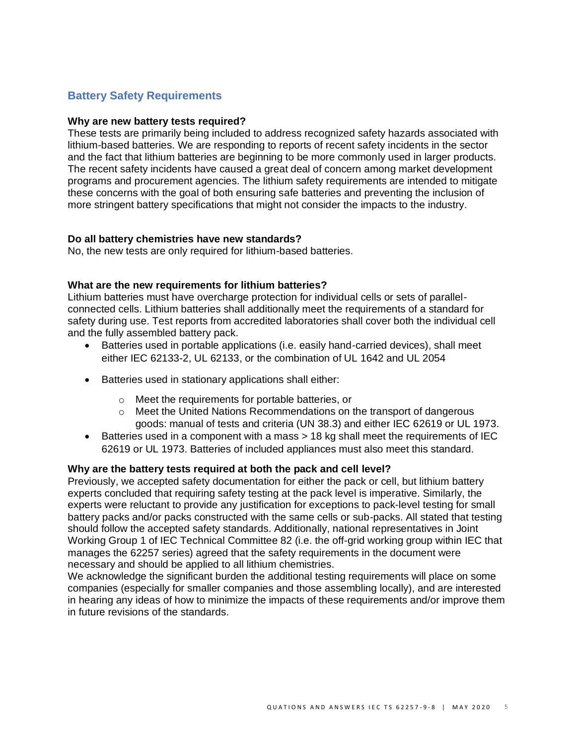## Battery Safety Requirements

**Why are new battery tests required?**

These tests are primarily being included to address recognized safety hazards associated with lithium-based batteries. We are responding to reports of recent safety incidents in the sector and the fact that lithium batteries are beginning to be more commonly used in larger products. The recent safety incidents have caused a great deal of concern among market development programs and procurement agencies. The lithium safety requirements are intended to mitigate these concerns with the goal of both ensuring safe batteries and preventing the inclusion of more stringent battery specifications that might not consider the impacts to the industry.

**Do all battery chemistries have new standards?**

No, the new tests are only required for lithium-based batteries.

**What are the new requirements for lithium batteries?**

Lithium batteries must have overcharge protection for individual cells or sets of parallel-connected cells. Lithium batteries shall additionally meet the requirements of a standard for safety during use. Test reports from accredited laboratories shall cover both the individual cell and the fully assembled battery pack.

- Batteries used in portable applications (i.e. easily hand-carried devices), shall meet either IEC 62133-2, UL 62133, or the combination of UL 1642 and UL 2054
- Batteries used in stationary applications shall either:
  - Meet the requirements for portable batteries, or
  - Meet the United Nations Recommendations on the transport of dangerous goods: manual of tests and criteria (UN 38.3) and either IEC 62619 or UL 1973.
- Batteries used in a component with a mass > 18 kg shall meet the requirements of IEC 62619 or UL 1973. Batteries of included appliances must also meet this standard.

**Why are the battery tests required at both the pack and cell level?**

Previously, we accepted safety documentation for either the pack or cell, but lithium battery experts concluded that requiring safety testing at the pack level is imperative. Similarly, the experts were reluctant to provide any justification for exceptions to pack-level testing for small battery packs and/or packs constructed with the same cells or sub-packs. All stated that testing should follow the accepted safety standards. Additionally, national representatives in Joint Working Group 1 of IEC Technical Committee 82 (i.e. the off-grid working group within IEC that manages the 62257 series) agreed that the safety requirements in the document were necessary and should be applied to all lithium chemistries.

We acknowledge the significant burden the additional testing requirements will place on some companies (especially for smaller companies and those assembling locally), and are interested in hearing any ideas of how to minimize the impacts of these requirements and/or improve them in future revisions of the standards.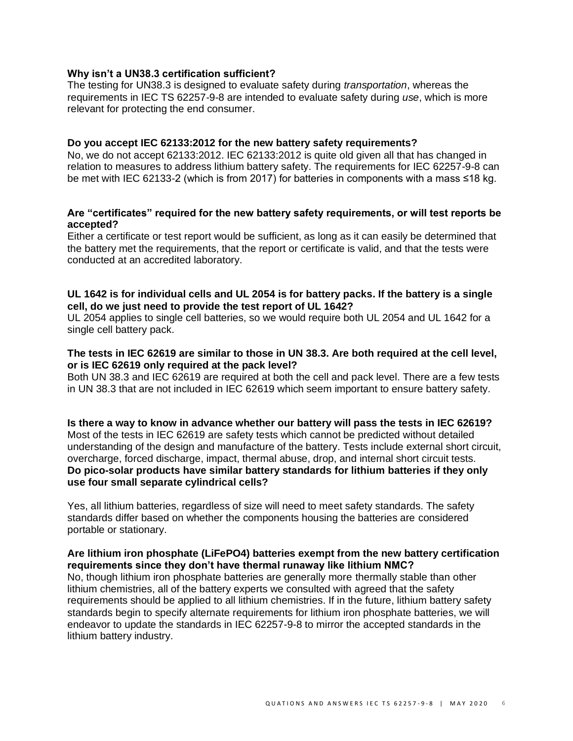**Why isn't a UN38.3 certification sufficient?**
The testing for UN38.3 is designed to evaluate safety during *transportation*, whereas the requirements in IEC TS 62257-9-8 are intended to evaluate safety during *use*, which is more relevant for protecting the end consumer.

**Do you accept IEC 62133:2012 for the new battery safety requirements?**
No, we do not accept 62133:2012. IEC 62133:2012 is quite old given all that has changed in relation to measures to address lithium battery safety. The requirements for IEC 62257-9-8 can be met with IEC 62133-2 (which is from 2017) for batteries in components with a mass ≤18 kg.

**Are "certificates" required for the new battery safety requirements, or will test reports be accepted?**
Either a certificate or test report would be sufficient, as long as it can easily be determined that the battery met the requirements, that the report or certificate is valid, and that the tests were conducted at an accredited laboratory.

**UL 1642 is for individual cells and UL 2054 is for battery packs. If the battery is a single cell, do we just need to provide the test report of UL 1642?**
UL 2054 applies to single cell batteries, so we would require both UL 2054 and UL 1642 for a single cell battery pack.

**The tests in IEC 62619 are similar to those in UN 38.3. Are both required at the cell level, or is IEC 62619 only required at the pack level?**
Both UN 38.3 and IEC 62619 are required at both the cell and pack level. There are a few tests in UN 38.3 that are not included in IEC 62619 which seem important to ensure battery safety.

**Is there a way to know in advance whether our battery will pass the tests in IEC 62619?**
Most of the tests in IEC 62619 are safety tests which cannot be predicted without detailed understanding of the design and manufacture of the battery. Tests include external short circuit, overcharge, forced discharge, impact, thermal abuse, drop, and internal short circuit tests.

**Do pico-solar products have similar battery standards for lithium batteries if they only use four small separate cylindrical cells?**

Yes, all lithium batteries, regardless of size will need to meet safety standards. The safety standards differ based on whether the components housing the batteries are considered portable or stationary.

**Are lithium iron phosphate ($LiFePO_4$) batteries exempt from the new battery certification requirements since they don't have thermal runaway like lithium NMC?**
No, though lithium iron phosphate batteries are generally more thermally stable than other lithium chemistries, all of the battery experts we consulted with agreed that the safety requirements should be applied to all lithium chemistries. If in the future, lithium battery safety standards begin to specify alternate requirements for lithium iron phosphate batteries, we will endeavor to update the standards in IEC 62257-9-8 to mirror the accepted standards in the lithium battery industry.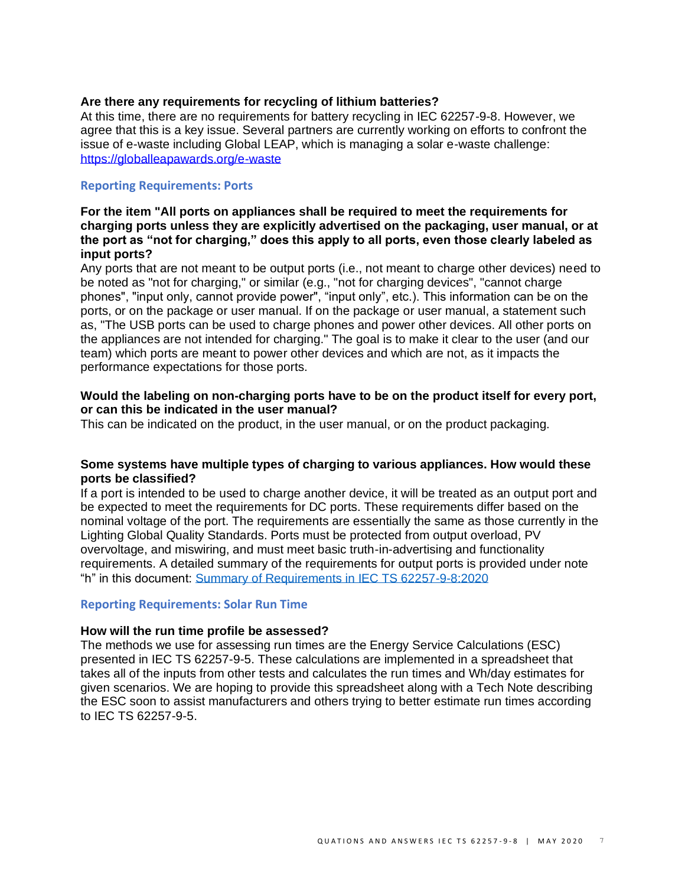**Are there any requirements for recycling of lithium batteries?**

At this time, there are no requirements for battery recycling in IEC 62257-9-8. However, we agree that this is a key issue. Several partners are currently working on efforts to confront the issue of e-waste including Global LEAP, which is managing a solar e-waste challenge: [https://globalleapawards.org/e-waste](https://globalleapawards.org/e-waste)

## Reporting Requirements: Ports

**For the item "All ports on appliances shall be required to meet the requirements for charging ports unless they are explicitly advertised on the packaging, user manual, or at the port as "not for charging," does this apply to all ports, even those clearly labeled as input ports?**

Any ports that are not meant to be output ports (i.e., not meant to charge other devices) need to be noted as "not for charging," or similar (e.g., "not for charging devices", "cannot charge phones", "input only, cannot provide power", "input only", etc.). This information can be on the ports, or on the package or user manual. If on the package or user manual, a statement such as, "The USB ports can be used to charge phones and power other devices. All other ports on the appliances are not intended for charging." The goal is to make it clear to the user (and our team) which ports are meant to power other devices and which are not, as it impacts the performance expectations for those ports.

**Would the labeling on non-charging ports have to be on the product itself for every port, or can this be indicated in the user manual?**

This can be indicated on the product, in the user manual, or on the product packaging.

**Some systems have multiple types of charging to various appliances. How would these ports be classified?**

If a port is intended to be used to charge another device, it will be treated as an output port and be expected to meet the requirements for DC ports. These requirements differ based on the nominal voltage of the port. The requirements are essentially the same as those currently in the Lighting Global Quality Standards. Ports must be protected from output overload, PV overvoltage, and miswiring, and must meet basic truth-in-advertising and functionality requirements. A detailed summary of the requirements for output ports is provided under note "h" in this document: Summary of Requirements in IEC TS 62257-9-8:2020

## Reporting Requirements: Solar Run Time

**How will the run time profile be assessed?**

The methods we use for assessing run times are the Energy Service Calculations (ESC) presented in IEC TS 62257-9-5. These calculations are implemented in a spreadsheet that takes all of the inputs from other tests and calculates the run times and Wh/day estimates for given scenarios. We are hoping to provide this spreadsheet along with a Tech Note describing the ESC soon to assist manufacturers and others trying to better estimate run times according to IEC TS 62257-9-5.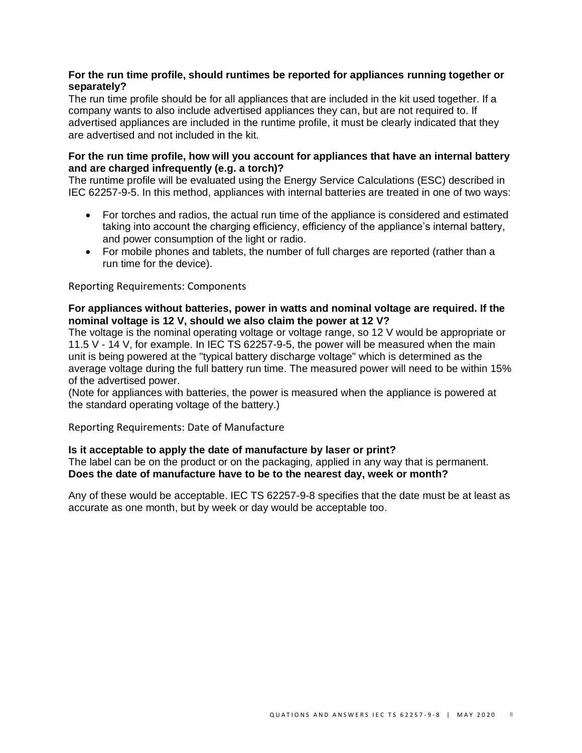**For the run time profile, should runtimes be reported for appliances running together or separately?**

The run time profile should be for all appliances that are included in the kit used together. If a company wants to also include advertised appliances they can, but are not required to. If advertised appliances are included in the runtime profile, it must be clearly indicated that they are advertised and not included in the kit.

**For the run time profile, how will you account for appliances that have an internal battery and are charged infrequently (e.g. a torch)?**

The runtime profile will be evaluated using the Energy Service Calculations (ESC) described in IEC 62257-9-5. In this method, appliances with internal batteries are treated in one of two ways:

- For torches and radios, the actual run time of the appliance is considered and estimated taking into account the charging efficiency, efficiency of the appliance's internal battery, and power consumption of the light or radio.
- For mobile phones and tablets, the number of full charges are reported (rather than a run time for the device).

## Reporting Requirements: Components

**For appliances without batteries, power in watts and nominal voltage are required. If the nominal voltage is 12 V, should we also claim the power at 12 V?**

The voltage is the nominal operating voltage or voltage range, so 12 V would be appropriate or 11.5 V - 14 V, for example. In IEC TS 62257-9-5, the power will be measured when the main unit is being powered at the "typical battery discharge voltage" which is determined as the average voltage during the full battery run time. The measured power will need to be within 15% of the advertised power.

(Note for appliances with batteries, the power is measured when the appliance is powered at the standard operating voltage of the battery.)

## Reporting Requirements: Date of Manufacture

**Is it acceptable to apply the date of manufacture by laser or print?**

The label can be on the product or on the packaging, applied in any way that is permanent.

**Does the date of manufacture have to be to the nearest day, week or month?**

Any of these would be acceptable. IEC TS 62257-9-8 specifies that the date must be at least as accurate as one month, but by week or day would be acceptable too.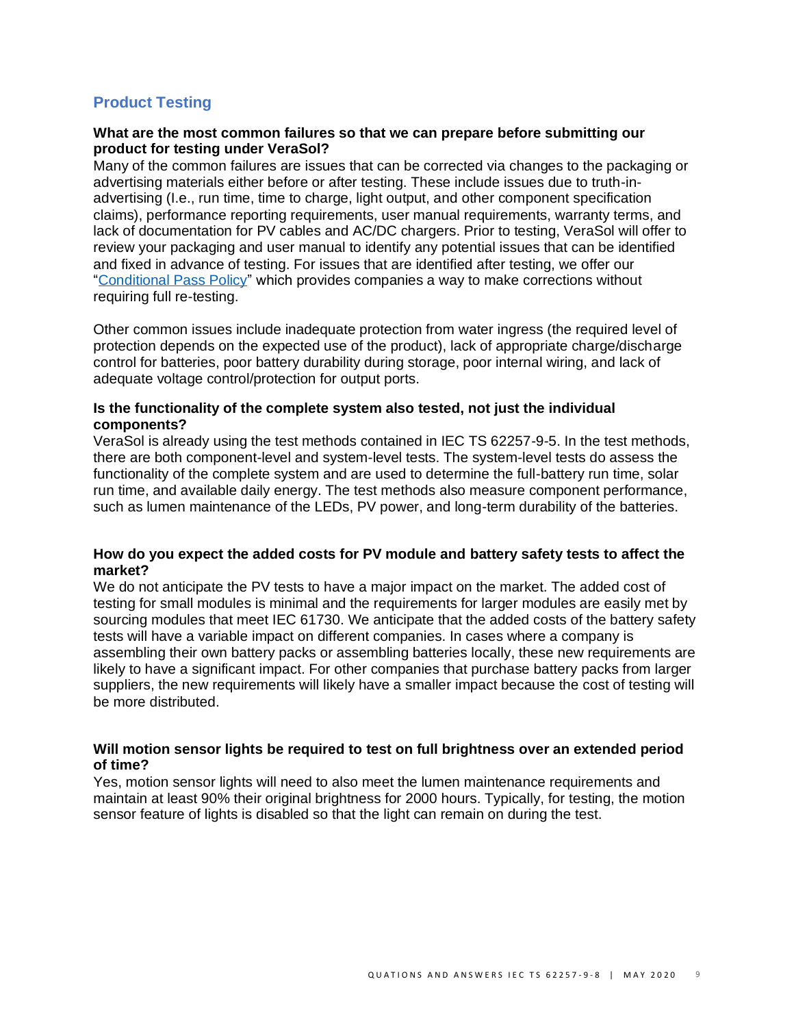## Product Testing

**What are the most common failures so that we can prepare before submitting our product for testing under VeraSol?**

Many of the common failures are issues that can be corrected via changes to the packaging or advertising materials either before or after testing. These include issues due to truth-in-advertising (I.e., run time, time to charge, light output, and other component specification claims), performance reporting requirements, user manual requirements, warranty terms, and lack of documentation for PV cables and AC/DC chargers. Prior to testing, VeraSol will offer to review your packaging and user manual to identify any potential issues that can be identified and fixed in advance of testing. For issues that are identified after testing, we offer our "Conditional Pass Policy" which provides companies a way to make corrections without requiring full re-testing.

Other common issues include inadequate protection from water ingress (the required level of protection depends on the expected use of the product), lack of appropriate charge/discharge control for batteries, poor battery durability during storage, poor internal wiring, and lack of adequate voltage control/protection for output ports.

**Is the functionality of the complete system also tested, not just the individual components?**

VeraSol is already using the test methods contained in IEC TS 62257-9-5. In the test methods, there are both component-level and system-level tests. The system-level tests do assess the functionality of the complete system and are used to determine the full-battery run time, solar run time, and available daily energy. The test methods also measure component performance, such as lumen maintenance of the LEDs, PV power, and long-term durability of the batteries.

**How do you expect the added costs for PV module and battery safety tests to affect the market?**

We do not anticipate the PV tests to have a major impact on the market. The added cost of testing for small modules is minimal and the requirements for larger modules are easily met by sourcing modules that meet IEC 61730. We anticipate that the added costs of the battery safety tests will have a variable impact on different companies. In cases where a company is assembling their own battery packs or assembling batteries locally, these new requirements are likely to have a significant impact. For other companies that purchase battery packs from larger suppliers, the new requirements will likely have a smaller impact because the cost of testing will be more distributed.

**Will motion sensor lights be required to test on full brightness over an extended period of time?**

Yes, motion sensor lights will need to also meet the lumen maintenance requirements and maintain at least 90% their original brightness for 2000 hours. Typically, for testing, the motion sensor feature of lights is disabled so that the light can remain on during the test.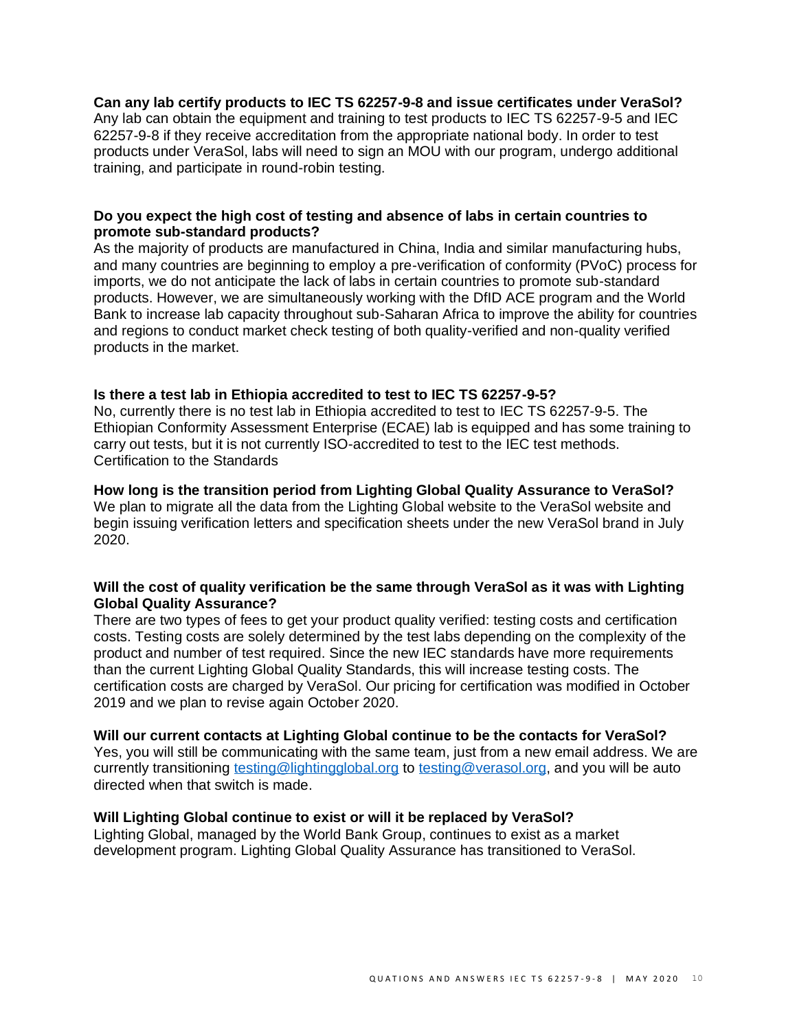**Can any lab certify products to IEC TS 62257-9-8 and issue certificates under VeraSol?**
Any lab can obtain the equipment and training to test products to IEC TS 62257-9-5 and IEC 62257-9-8 if they receive accreditation from the appropriate national body. In order to test products under VeraSol, labs will need to sign an MOU with our program, undergo additional training, and participate in round-robin testing.

**Do you expect the high cost of testing and absence of labs in certain countries to promote sub-standard products?**
As the majority of products are manufactured in China, India and similar manufacturing hubs, and many countries are beginning to employ a pre-verification of conformity (PVoC) process for imports, we do not anticipate the lack of labs in certain countries to promote sub-standard products. However, we are simultaneously working with the DfID ACE program and the World Bank to increase lab capacity throughout sub-Saharan Africa to improve the ability for countries and regions to conduct market check testing of both quality-verified and non-quality verified products in the market.

**Is there a test lab in Ethiopia accredited to test to IEC TS 62257-9-5?**
No, currently there is no test lab in Ethiopia accredited to test to IEC TS 62257-9-5. The Ethiopian Conformity Assessment Enterprise (ECAE) lab is equipped and has some training to carry out tests, but it is not currently ISO-accredited to test to the IEC test methods.
Certification to the Standards

**How long is the transition period from Lighting Global Quality Assurance to VeraSol?**
We plan to migrate all the data from the Lighting Global website to the VeraSol website and begin issuing verification letters and specification sheets under the new VeraSol brand in July 2020.

**Will the cost of quality verification be the same through VeraSol as it was with Lighting Global Quality Assurance?**
There are two types of fees to get your product quality verified: testing costs and certification costs. Testing costs are solely determined by the test labs depending on the complexity of the product and number of test required. Since the new IEC standards have more requirements than the current Lighting Global Quality Standards, this will increase testing costs. The certification costs are charged by VeraSol. Our pricing for certification was modified in October 2019 and we plan to revise again October 2020.

**Will our current contacts at Lighting Global continue to be the contacts for VeraSol?**
Yes, you will still be communicating with the same team, just from a new email address. We are currently transitioning testing@lightingglobal.org to testing@verasol.org, and you will be auto directed when that switch is made.

**Will Lighting Global continue to exist or will it be replaced by VeraSol?**
Lighting Global, managed by the World Bank Group, continues to exist as a market development program. Lighting Global Quality Assurance has transitioned to VeraSol.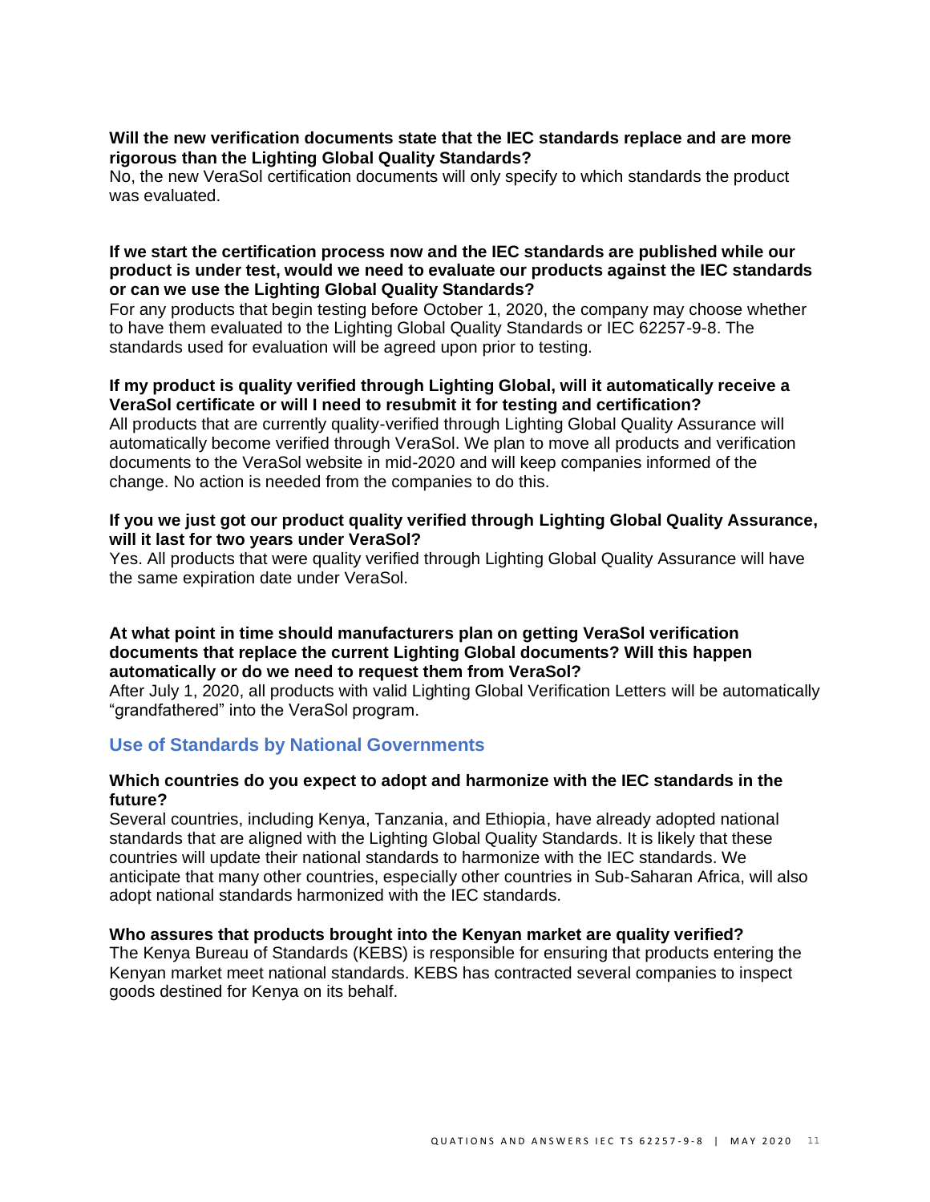**Will the new verification documents state that the IEC standards replace and are more rigorous than the Lighting Global Quality Standards?**
No, the new VeraSol certification documents will only specify to which standards the product was evaluated.

**If we start the certification process now and the IEC standards are published while our product is under test, would we need to evaluate our products against the IEC standards or can we use the Lighting Global Quality Standards?**
For any products that begin testing before October 1, 2020, the company may choose whether to have them evaluated to the Lighting Global Quality Standards or IEC 62257-9-8. The standards used for evaluation will be agreed upon prior to testing.

**If my product is quality verified through Lighting Global, will it automatically receive a VeraSol certificate or will I need to resubmit it for testing and certification?**
All products that are currently quality-verified through Lighting Global Quality Assurance will automatically become verified through VeraSol. We plan to move all products and verification documents to the VeraSol website in mid-2020 and will keep companies informed of the change. No action is needed from the companies to do this.

**If you we just got our product quality verified through Lighting Global Quality Assurance, will it last for two years under VeraSol?**
Yes. All products that were quality verified through Lighting Global Quality Assurance will have the same expiration date under VeraSol.

**At what point in time should manufacturers plan on getting VeraSol verification documents that replace the current Lighting Global documents? Will this happen automatically or do we need to request them from VeraSol?**
After July 1, 2020, all products with valid Lighting Global Verification Letters will be automatically "grandfathered" into the VeraSol program.

## Use of Standards by National Governments

**Which countries do you expect to adopt and harmonize with the IEC standards in the future?**
Several countries, including Kenya, Tanzania, and Ethiopia, have already adopted national standards that are aligned with the Lighting Global Quality Standards. It is likely that these countries will update their national standards to harmonize with the IEC standards. We anticipate that many other countries, especially other countries in Sub-Saharan Africa, will also adopt national standards harmonized with the IEC standards.

**Who assures that products brought into the Kenyan market are quality verified?**
The Kenya Bureau of Standards (KEBS) is responsible for ensuring that products entering the Kenyan market meet national standards. KEBS has contracted several companies to inspect goods destined for Kenya on its behalf.